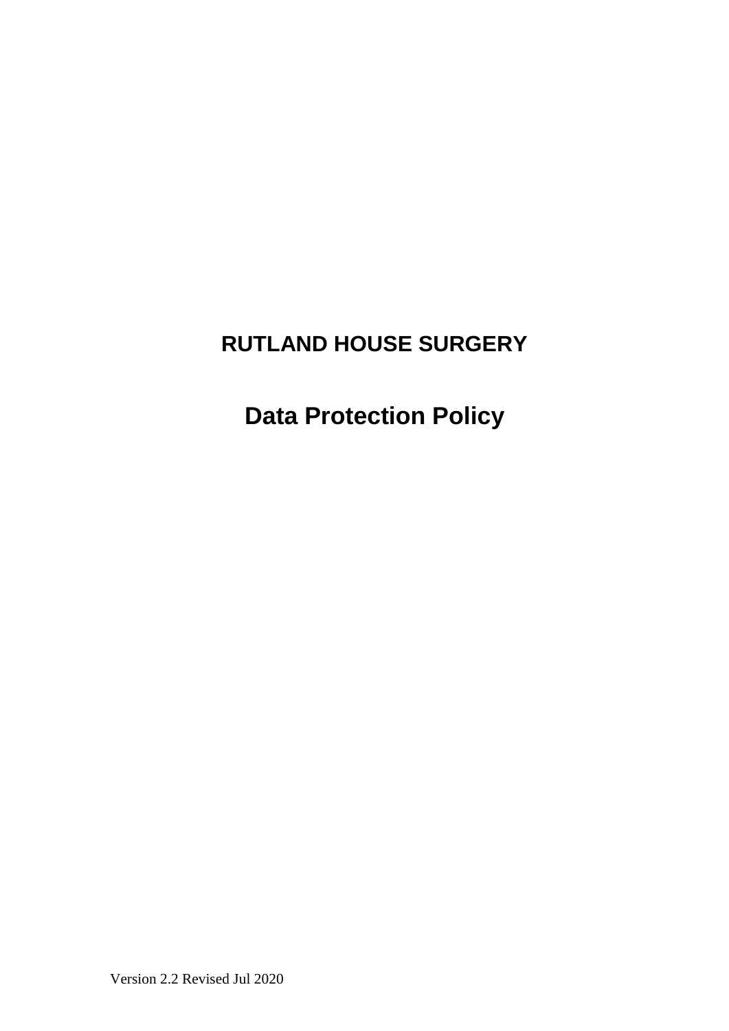# RUTLAND HOUSE SURGERY

# Data Protection Policy

Version 2.2 Revised Jul 2020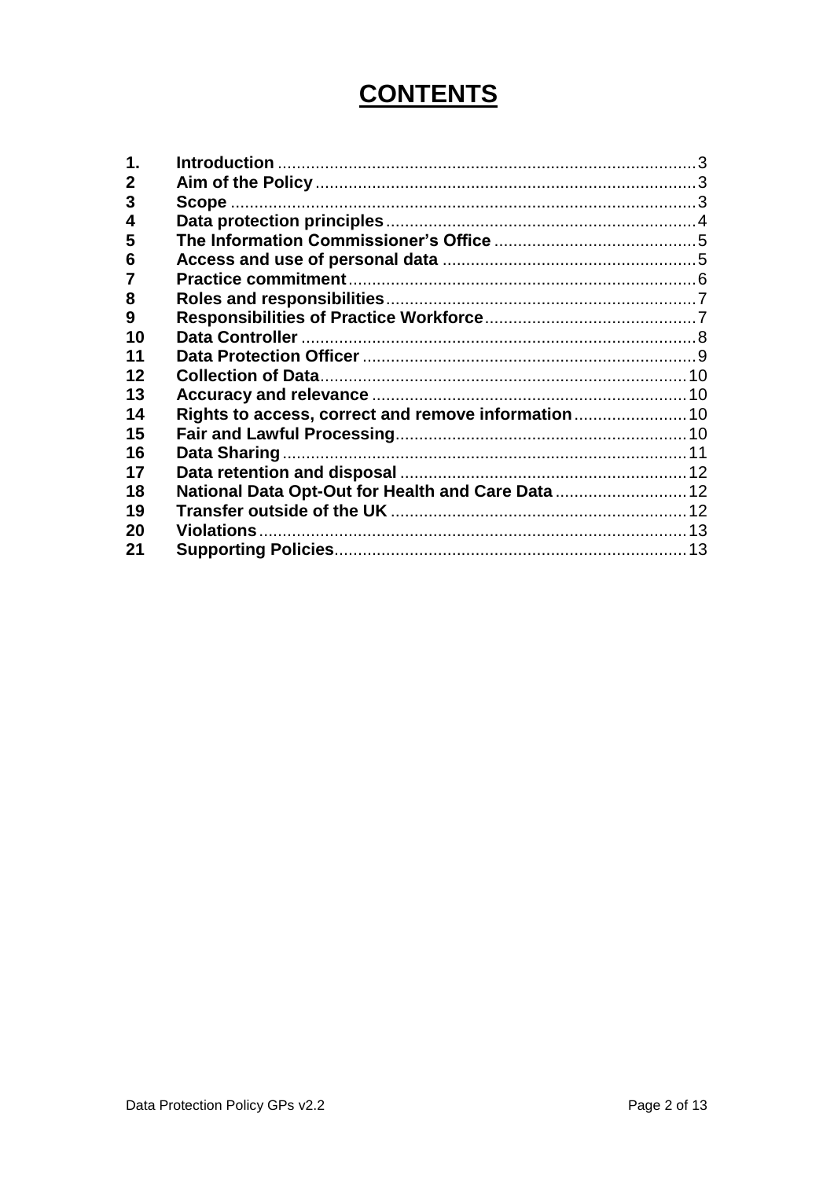# CONTENTS

| | | |
|---|---|---|
| 1. | **Introduction** | 3 |
| 2 | **Aim of the Policy** | 3 |
| 3 | **Scope** | 3 |
| 4 | **Data protection principles** | 4 |
| 5 | **The Information Commissioner's Office** | 5 |
| 6 | **Access and use of personal data** | 5 |
| 7 | **Practice commitment** | 6 |
| 8 | **Roles and responsibilities** | 7 |
| 9 | **Responsibilities of Practice Workforce** | 7 |
| 10 | **Data Controller** | 8 |
| 11 | **Data Protection Officer** | 9 |
| 12 | **Collection of Data** | 10 |
| 13 | **Accuracy and relevance** | 10 |
| 14 | **Rights to access, correct and remove information** | 10 |
| 15 | **Fair and Lawful Processing** | 10 |
| 16 | **Data Sharing** | 11 |
| 17 | **Data retention and disposal** | 12 |
| 18 | **National Data Opt-Out for Health and Care Data** | 12 |
| 19 | **Transfer outside of the UK** | 12 |
| 20 | **Violations** | 13 |
| 21 | **Supporting Policies** | 13 |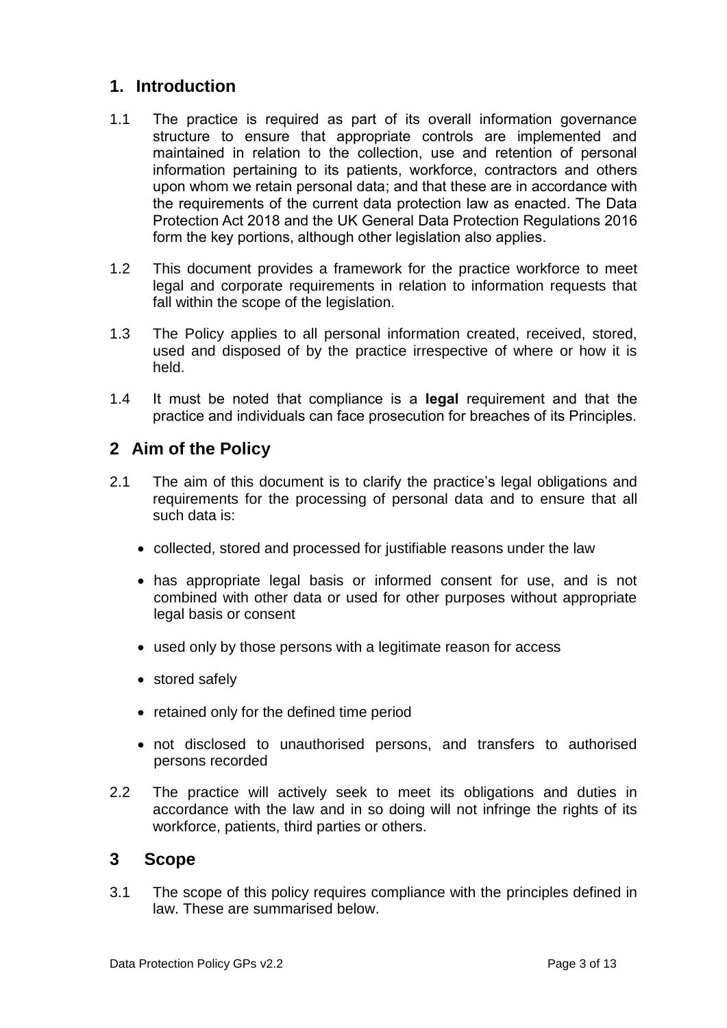## 1. Introduction

1.1 The practice is required as part of its overall information governance structure to ensure that appropriate controls are implemented and maintained in relation to the collection, use and retention of personal information pertaining to its patients, workforce, contractors and others upon whom we retain personal data; and that these are in accordance with the requirements of the current data protection law as enacted. The Data Protection Act 2018 and the UK General Data Protection Regulations 2016 form the key portions, although other legislation also applies.

1.2 This document provides a framework for the practice workforce to meet legal and corporate requirements in relation to information requests that fall within the scope of the legislation.

1.3 The Policy applies to all personal information created, received, stored, used and disposed of by the practice irrespective of where or how it is held.

1.4 It must be noted that compliance is a **legal** requirement and that the practice and individuals can face prosecution for breaches of its Principles.

## 2 Aim of the Policy

2.1 The aim of this document is to clarify the practice's legal obligations and requirements for the processing of personal data and to ensure that all such data is:

- collected, stored and processed for justifiable reasons under the law
- has appropriate legal basis or informed consent for use, and is not combined with other data or used for other purposes without appropriate legal basis or consent
- used only by those persons with a legitimate reason for access
- stored safely
- retained only for the defined time period
- not disclosed to unauthorised persons, and transfers to authorised persons recorded

2.2 The practice will actively seek to meet its obligations and duties in accordance with the law and in so doing will not infringe the rights of its workforce, patients, third parties or others.

## 3 Scope

3.1 The scope of this policy requires compliance with the principles defined in law. These are summarised below.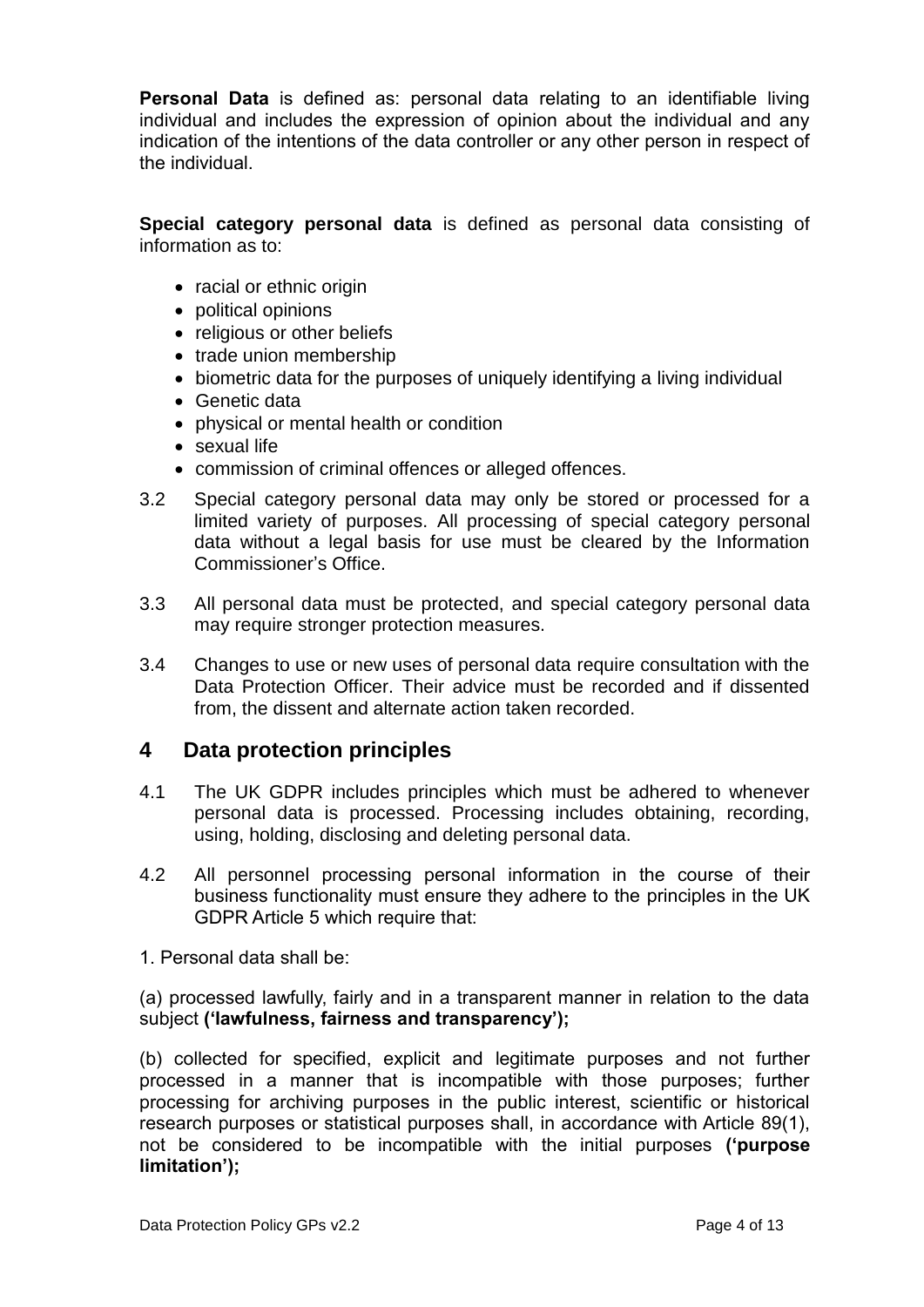**Personal Data** is defined as: personal data relating to an identifiable living individual and includes the expression of opinion about the individual and any indication of the intentions of the data controller or any other person in respect of the individual.

**Special category personal data** is defined as personal data consisting of information as to:

- racial or ethnic origin
- political opinions
- religious or other beliefs
- trade union membership
- biometric data for the purposes of uniquely identifying a living individual
- Genetic data
- physical or mental health or condition
- sexual life
- commission of criminal offences or alleged offences.

3.2 Special category personal data may only be stored or processed for a limited variety of purposes. All processing of special category personal data without a legal basis for use must be cleared by the Information Commissioner's Office.

3.3 All personal data must be protected, and special category personal data may require stronger protection measures.

3.4 Changes to use or new uses of personal data require consultation with the Data Protection Officer. Their advice must be recorded and if dissented from, the dissent and alternate action taken recorded.

## 4 Data protection principles

4.1 The UK GDPR includes principles which must be adhered to whenever personal data is processed. Processing includes obtaining, recording, using, holding, disclosing and deleting personal data.

4.2 All personnel processing personal information in the course of their business functionality must ensure they adhere to the principles in the UK GDPR Article 5 which require that:

1. Personal data shall be:

(a) processed lawfully, fairly and in a transparent manner in relation to the data subject **('lawfulness, fairness and transparency');**

(b) collected for specified, explicit and legitimate purposes and not further processed in a manner that is incompatible with those purposes; further processing for archiving purposes in the public interest, scientific or historical research purposes or statistical purposes shall, in accordance with Article 89(1), not be considered to be incompatible with the initial purposes **('purpose limitation');**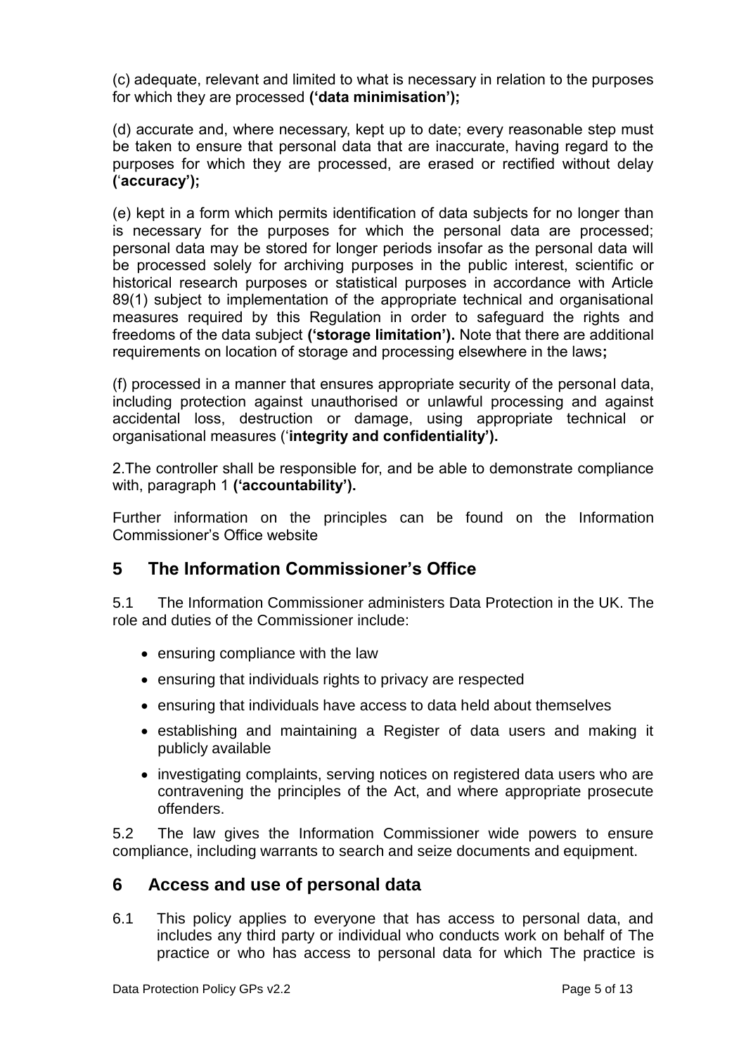(c) adequate, relevant and limited to what is necessary in relation to the purposes for which they are processed **('data minimisation');**

(d) accurate and, where necessary, kept up to date; every reasonable step must be taken to ensure that personal data that are inaccurate, having regard to the purposes for which they are processed, are erased or rectified without delay **('accuracy');**

(e) kept in a form which permits identification of data subjects for no longer than is necessary for the purposes for which the personal data are processed; personal data may be stored for longer periods insofar as the personal data will be processed solely for archiving purposes in the public interest, scientific or historical research purposes or statistical purposes in accordance with Article 89(1) subject to implementation of the appropriate technical and organisational measures required by this Regulation in order to safeguard the rights and freedoms of the data subject **('storage limitation').** Note that there are additional requirements on location of storage and processing elsewhere in the laws**;**

(f) processed in a manner that ensures appropriate security of the personal data, including protection against unauthorised or unlawful processing and against accidental loss, destruction or damage, using appropriate technical or organisational measures (**'integrity and confidentiality').**

2.The controller shall be responsible for, and be able to demonstrate compliance with, paragraph 1 **('accountability').**

Further information on the principles can be found on the Information Commissioner's Office website

## 5 The Information Commissioner's Office

5.1 The Information Commissioner administers Data Protection in the UK. The role and duties of the Commissioner include:

- ensuring compliance with the law
- ensuring that individuals rights to privacy are respected
- ensuring that individuals have access to data held about themselves
- establishing and maintaining a Register of data users and making it publicly available
- investigating complaints, serving notices on registered data users who are contravening the principles of the Act, and where appropriate prosecute offenders.

5.2 The law gives the Information Commissioner wide powers to ensure compliance, including warrants to search and seize documents and equipment.

## 6 Access and use of personal data

6.1 This policy applies to everyone that has access to personal data, and includes any third party or individual who conducts work on behalf of The practice or who has access to personal data for which The practice is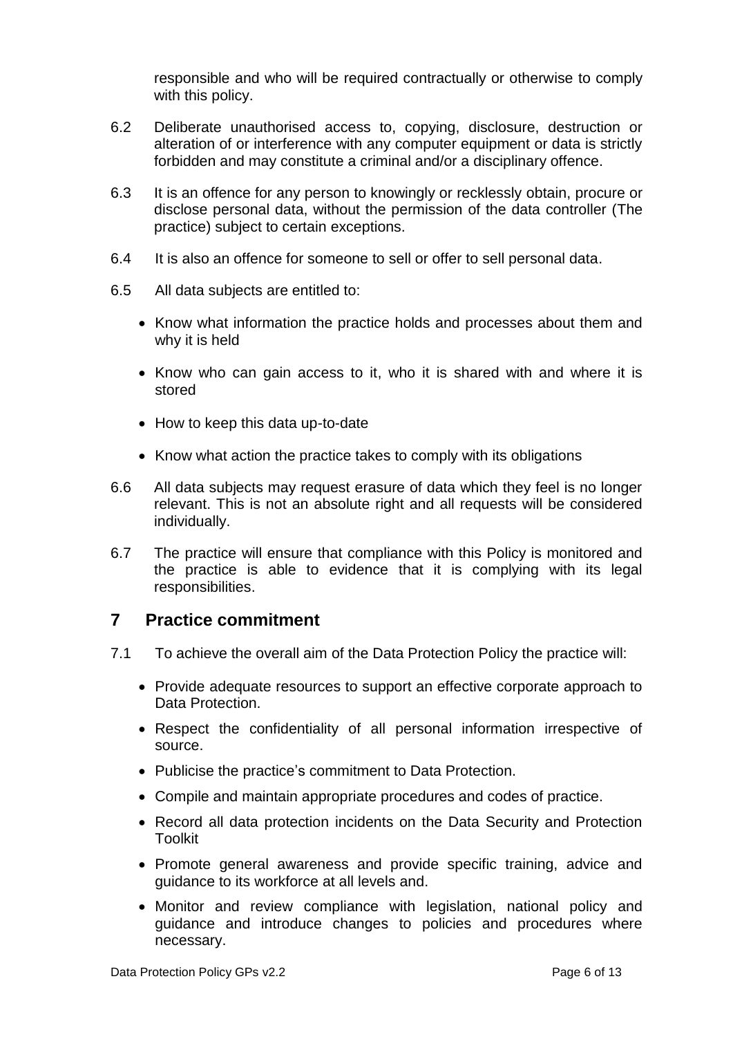responsible and who will be required contractually or otherwise to comply with this policy.

6.2 Deliberate unauthorised access to, copying, disclosure, destruction or alteration of or interference with any computer equipment or data is strictly forbidden and may constitute a criminal and/or a disciplinary offence.

6.3 It is an offence for any person to knowingly or recklessly obtain, procure or disclose personal data, without the permission of the data controller (The practice) subject to certain exceptions.

6.4 It is also an offence for someone to sell or offer to sell personal data.

6.5 All data subjects are entitled to:

- Know what information the practice holds and processes about them and why it is held
- Know who can gain access to it, who it is shared with and where it is stored
- How to keep this data up-to-date
- Know what action the practice takes to comply with its obligations

6.6 All data subjects may request erasure of data which they feel is no longer relevant. This is not an absolute right and all requests will be considered individually.

6.7 The practice will ensure that compliance with this Policy is monitored and the practice is able to evidence that it is complying with its legal responsibilities.

## 7 Practice commitment

7.1 To achieve the overall aim of the Data Protection Policy the practice will:

- Provide adequate resources to support an effective corporate approach to Data Protection.
- Respect the confidentiality of all personal information irrespective of source.
- Publicise the practice's commitment to Data Protection.
- Compile and maintain appropriate procedures and codes of practice.
- Record all data protection incidents on the Data Security and Protection Toolkit
- Promote general awareness and provide specific training, advice and guidance to its workforce at all levels and.
- Monitor and review compliance with legislation, national policy and guidance and introduce changes to policies and procedures where necessary.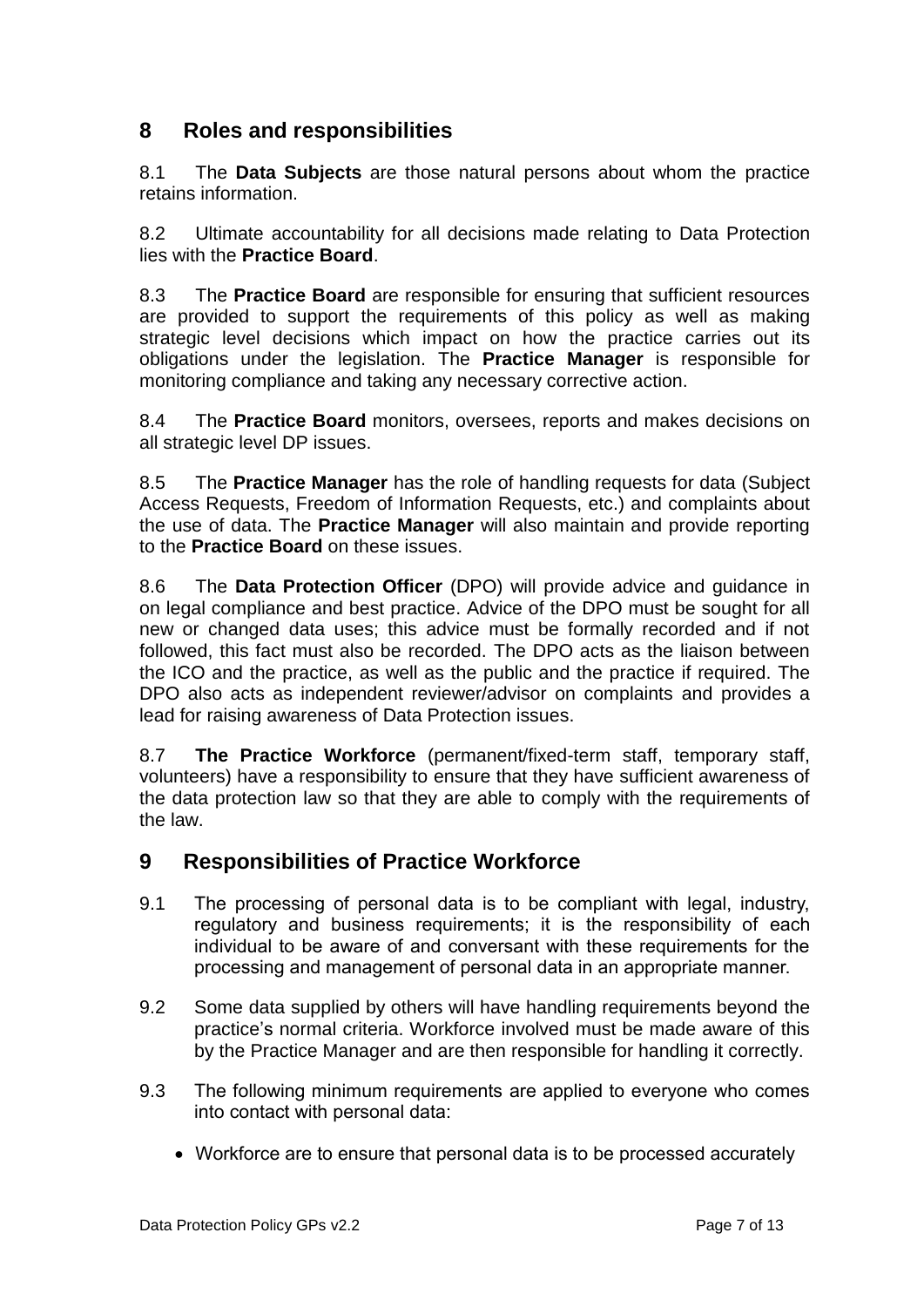## 8 Roles and responsibilities

8.1 The **Data Subjects** are those natural persons about whom the practice retains information.

8.2 Ultimate accountability for all decisions made relating to Data Protection lies with the **Practice Board**.

8.3 The **Practice Board** are responsible for ensuring that sufficient resources are provided to support the requirements of this policy as well as making strategic level decisions which impact on how the practice carries out its obligations under the legislation. The **Practice Manager** is responsible for monitoring compliance and taking any necessary corrective action.

8.4 The **Practice Board** monitors, oversees, reports and makes decisions on all strategic level DP issues.

8.5 The **Practice Manager** has the role of handling requests for data (Subject Access Requests, Freedom of Information Requests, etc.) and complaints about the use of data. The **Practice Manager** will also maintain and provide reporting to the **Practice Board** on these issues.

8.6 The **Data Protection Officer** (DPO) will provide advice and guidance in on legal compliance and best practice. Advice of the DPO must be sought for all new or changed data uses; this advice must be formally recorded and if not followed, this fact must also be recorded. The DPO acts as the liaison between the ICO and the practice, as well as the public and the practice if required. The DPO also acts as independent reviewer/advisor on complaints and provides a lead for raising awareness of Data Protection issues.

8.7 **The Practice Workforce** (permanent/fixed-term staff, temporary staff, volunteers) have a responsibility to ensure that they have sufficient awareness of the data protection law so that they are able to comply with the requirements of the law.

## 9 Responsibilities of Practice Workforce

9.1 The processing of personal data is to be compliant with legal, industry, regulatory and business requirements; it is the responsibility of each individual to be aware of and conversant with these requirements for the processing and management of personal data in an appropriate manner.

9.2 Some data supplied by others will have handling requirements beyond the practice's normal criteria. Workforce involved must be made aware of this by the Practice Manager and are then responsible for handling it correctly.

9.3 The following minimum requirements are applied to everyone who comes into contact with personal data:

- Workforce are to ensure that personal data is to be processed accurately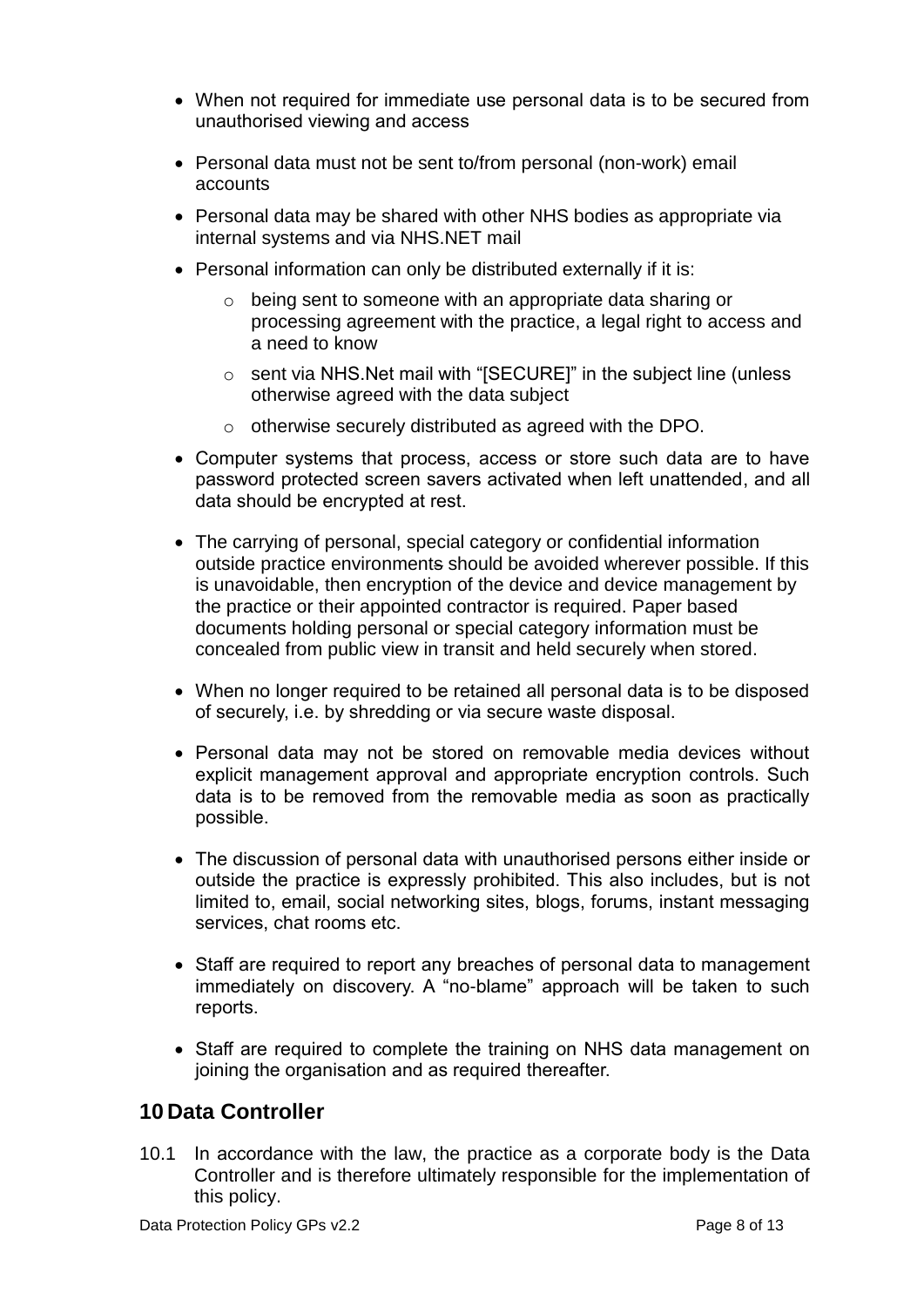- When not required for immediate use personal data is to be secured from unauthorised viewing and access
- Personal data must not be sent to/from personal (non-work) email accounts
- Personal data may be shared with other NHS bodies as appropriate via internal systems and via NHS.NET mail
- Personal information can only be distributed externally if it is:
  - being sent to someone with an appropriate data sharing or processing agreement with the practice, a legal right to access and a need to know
  - sent via NHS.Net mail with "[SECURE]" in the subject line (unless otherwise agreed with the data subject
  - otherwise securely distributed as agreed with the DPO.
- Computer systems that process, access or store such data are to have password protected screen savers activated when left unattended, and all data should be encrypted at rest.
- The carrying of personal, special category or confidential information outside practice environments should be avoided wherever possible. If this is unavoidable, then encryption of the device and device management by the practice or their appointed contractor is required. Paper based documents holding personal or special category information must be concealed from public view in transit and held securely when stored.
- When no longer required to be retained all personal data is to be disposed of securely, i.e. by shredding or via secure waste disposal.
- Personal data may not be stored on removable media devices without explicit management approval and appropriate encryption controls. Such data is to be removed from the removable media as soon as practically possible.
- The discussion of personal data with unauthorised persons either inside or outside the practice is expressly prohibited. This also includes, but is not limited to, email, social networking sites, blogs, forums, instant messaging services, chat rooms etc.
- Staff are required to report any breaches of personal data to management immediately on discovery. A "no-blame" approach will be taken to such reports.
- Staff are required to complete the training on NHS data management on joining the organisation and as required thereafter.

## 10 Data Controller

10.1 In accordance with the law, the practice as a corporate body is the Data Controller and is therefore ultimately responsible for the implementation of this policy.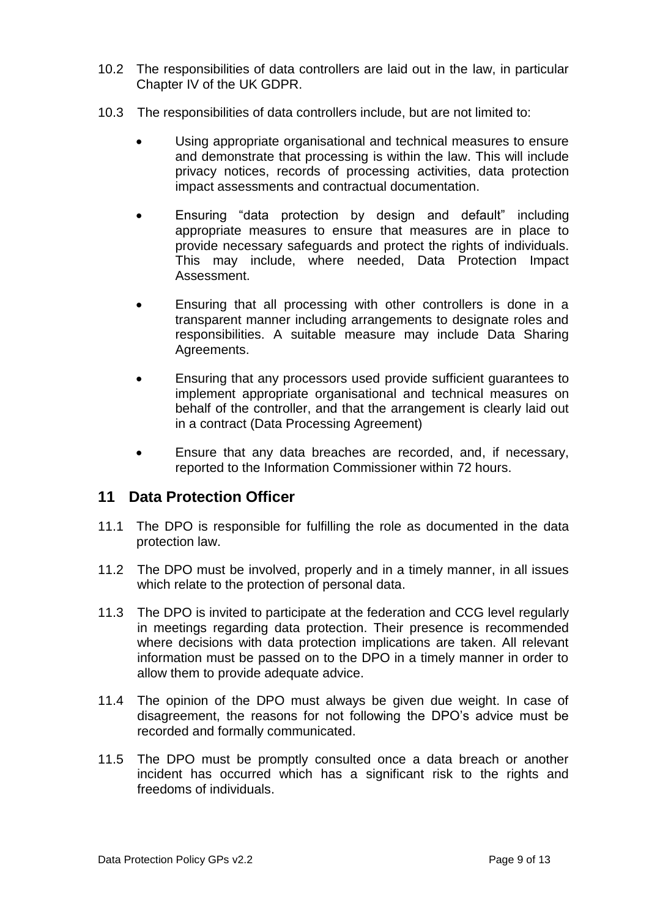10.2 The responsibilities of data controllers are laid out in the law, in particular Chapter IV of the UK GDPR.

10.3 The responsibilities of data controllers include, but are not limited to:

- Using appropriate organisational and technical measures to ensure and demonstrate that processing is within the law. This will include privacy notices, records of processing activities, data protection impact assessments and contractual documentation.
- Ensuring "data protection by design and default" including appropriate measures to ensure that measures are in place to provide necessary safeguards and protect the rights of individuals. This may include, where needed, Data Protection Impact Assessment.
- Ensuring that all processing with other controllers is done in a transparent manner including arrangements to designate roles and responsibilities. A suitable measure may include Data Sharing Agreements.
- Ensuring that any processors used provide sufficient guarantees to implement appropriate organisational and technical measures on behalf of the controller, and that the arrangement is clearly laid out in a contract (Data Processing Agreement)
- Ensure that any data breaches are recorded, and, if necessary, reported to the Information Commissioner within 72 hours.

## 11 Data Protection Officer

11.1 The DPO is responsible for fulfilling the role as documented in the data protection law.

11.2 The DPO must be involved, properly and in a timely manner, in all issues which relate to the protection of personal data.

11.3 The DPO is invited to participate at the federation and CCG level regularly in meetings regarding data protection. Their presence is recommended where decisions with data protection implications are taken. All relevant information must be passed on to the DPO in a timely manner in order to allow them to provide adequate advice.

11.4 The opinion of the DPO must always be given due weight. In case of disagreement, the reasons for not following the DPO's advice must be recorded and formally communicated.

11.5 The DPO must be promptly consulted once a data breach or another incident has occurred which has a significant risk to the rights and freedoms of individuals.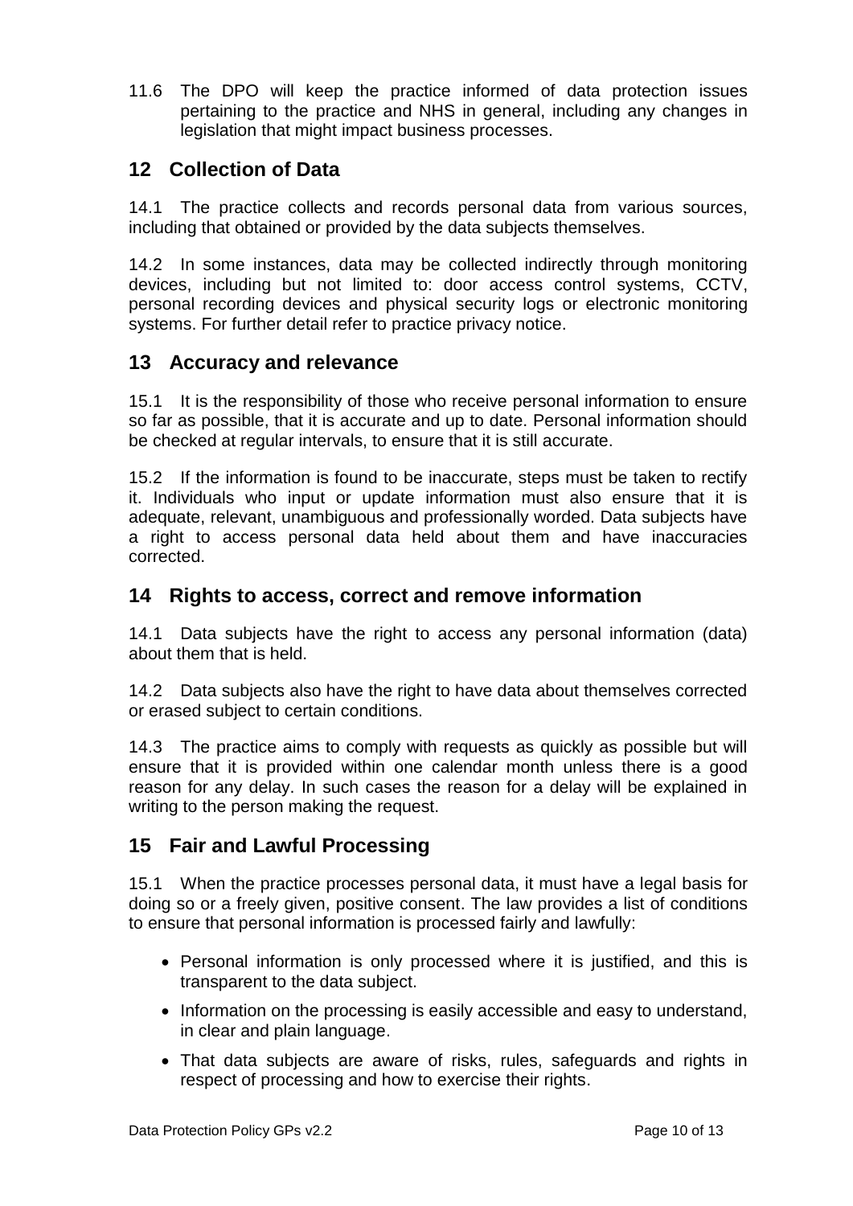11.6 The DPO will keep the practice informed of data protection issues pertaining to the practice and NHS in general, including any changes in legislation that might impact business processes.

## 12 Collection of Data

14.1 The practice collects and records personal data from various sources, including that obtained or provided by the data subjects themselves.

14.2 In some instances, data may be collected indirectly through monitoring devices, including but not limited to: door access control systems, CCTV, personal recording devices and physical security logs or electronic monitoring systems. For further detail refer to practice privacy notice.

## 13 Accuracy and relevance

15.1 It is the responsibility of those who receive personal information to ensure so far as possible, that it is accurate and up to date. Personal information should be checked at regular intervals, to ensure that it is still accurate.

15.2 If the information is found to be inaccurate, steps must be taken to rectify it. Individuals who input or update information must also ensure that it is adequate, relevant, unambiguous and professionally worded. Data subjects have a right to access personal data held about them and have inaccuracies corrected.

## 14 Rights to access, correct and remove information

14.1 Data subjects have the right to access any personal information (data) about them that is held.

14.2 Data subjects also have the right to have data about themselves corrected or erased subject to certain conditions.

14.3 The practice aims to comply with requests as quickly as possible but will ensure that it is provided within one calendar month unless there is a good reason for any delay. In such cases the reason for a delay will be explained in writing to the person making the request.

## 15 Fair and Lawful Processing

15.1 When the practice processes personal data, it must have a legal basis for doing so or a freely given, positive consent. The law provides a list of conditions to ensure that personal information is processed fairly and lawfully:

- Personal information is only processed where it is justified, and this is transparent to the data subject.
- Information on the processing is easily accessible and easy to understand, in clear and plain language.
- That data subjects are aware of risks, rules, safeguards and rights in respect of processing and how to exercise their rights.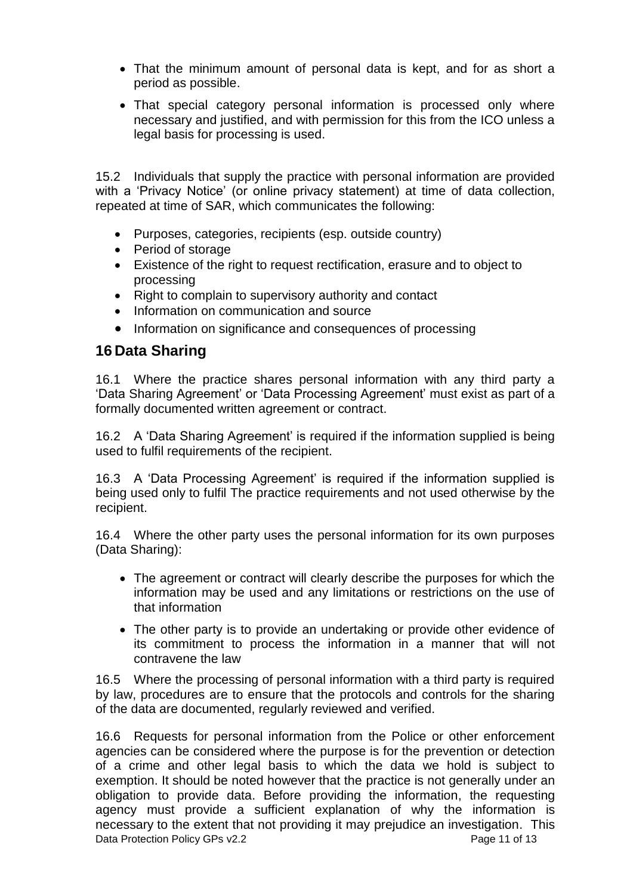- That the minimum amount of personal data is kept, and for as short a period as possible.
- That special category personal information is processed only where necessary and justified, and with permission for this from the ICO unless a legal basis for processing is used.

15.2 Individuals that supply the practice with personal information are provided with a 'Privacy Notice' (or online privacy statement) at time of data collection, repeated at time of SAR, which communicates the following:

- Purposes, categories, recipients (esp. outside country)
- Period of storage
- Existence of the right to request rectification, erasure and to object to processing
- Right to complain to supervisory authority and contact
- Information on communication and source
- Information on significance and consequences of processing

## 16 Data Sharing

16.1 Where the practice shares personal information with any third party a 'Data Sharing Agreement' or 'Data Processing Agreement' must exist as part of a formally documented written agreement or contract.

16.2 A 'Data Sharing Agreement' is required if the information supplied is being used to fulfil requirements of the recipient.

16.3 A 'Data Processing Agreement' is required if the information supplied is being used only to fulfil The practice requirements and not used otherwise by the recipient.

16.4 Where the other party uses the personal information for its own purposes (Data Sharing):

- The agreement or contract will clearly describe the purposes for which the information may be used and any limitations or restrictions on the use of that information
- The other party is to provide an undertaking or provide other evidence of its commitment to process the information in a manner that will not contravene the law

16.5 Where the processing of personal information with a third party is required by law, procedures are to ensure that the protocols and controls for the sharing of the data are documented, regularly reviewed and verified.

16.6 Requests for personal information from the Police or other enforcement agencies can be considered where the purpose is for the prevention or detection of a crime and other legal basis to which the data we hold is subject to exemption. It should be noted however that the practice is not generally under an obligation to provide data. Before providing the information, the requesting agency must provide a sufficient explanation of why the information is necessary to the extent that not providing it may prejudice an investigation. This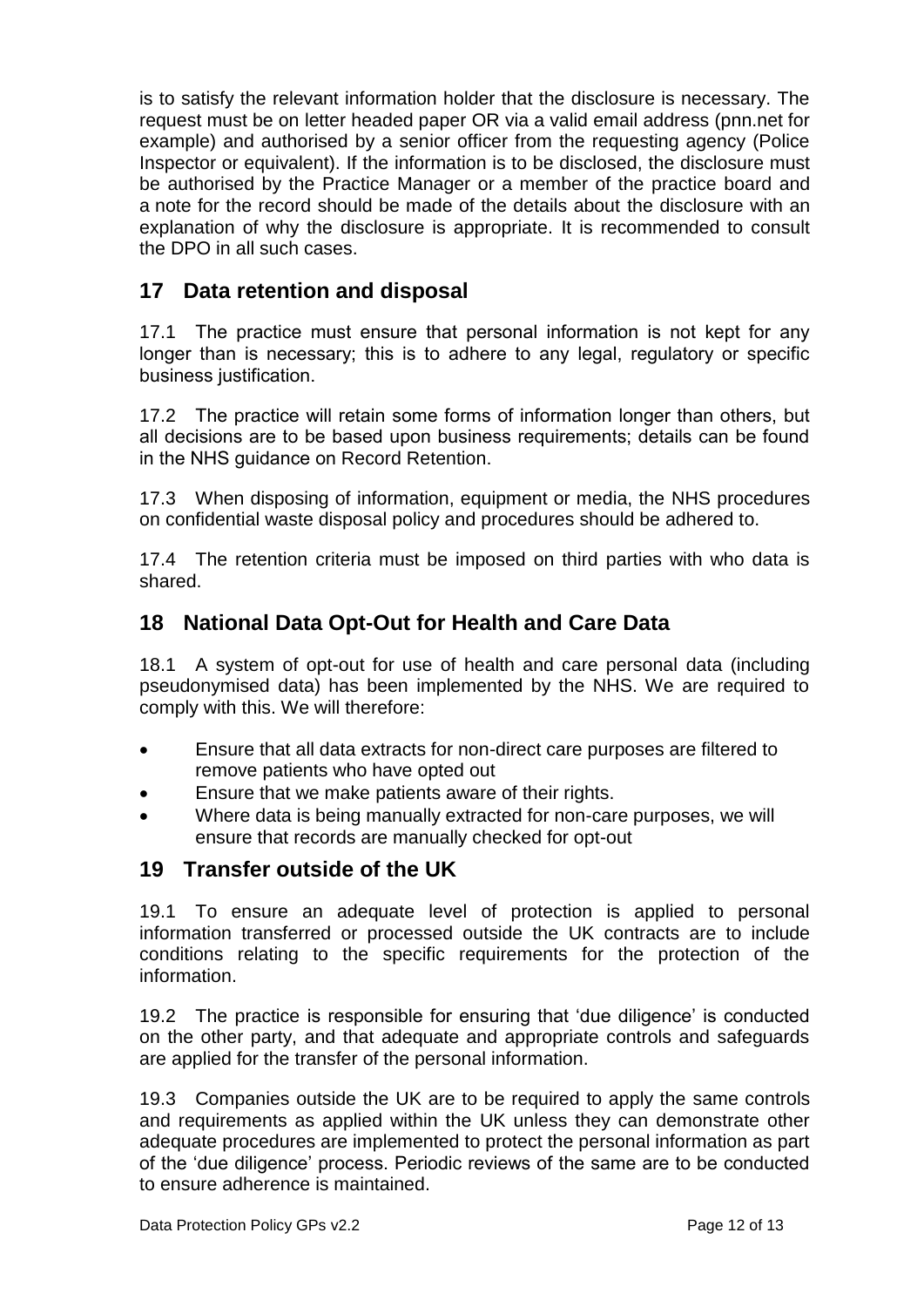is to satisfy the relevant information holder that the disclosure is necessary. The request must be on letter headed paper OR via a valid email address (pnn.net for example) and authorised by a senior officer from the requesting agency (Police Inspector or equivalent). If the information is to be disclosed, the disclosure must be authorised by the Practice Manager or a member of the practice board and a note for the record should be made of the details about the disclosure with an explanation of why the disclosure is appropriate. It is recommended to consult the DPO in all such cases.

## 17 Data retention and disposal

17.1 The practice must ensure that personal information is not kept for any longer than is necessary; this is to adhere to any legal, regulatory or specific business justification.

17.2 The practice will retain some forms of information longer than others, but all decisions are to be based upon business requirements; details can be found in the NHS guidance on Record Retention.

17.3 When disposing of information, equipment or media, the NHS procedures on confidential waste disposal policy and procedures should be adhered to.

17.4 The retention criteria must be imposed on third parties with who data is shared.

## 18 National Data Opt-Out for Health and Care Data

18.1 A system of opt-out for use of health and care personal data (including pseudonymised data) has been implemented by the NHS. We are required to comply with this. We will therefore:

- Ensure that all data extracts for non-direct care purposes are filtered to remove patients who have opted out
- Ensure that we make patients aware of their rights.
- Where data is being manually extracted for non-care purposes, we will ensure that records are manually checked for opt-out

## 19 Transfer outside of the UK

19.1 To ensure an adequate level of protection is applied to personal information transferred or processed outside the UK contracts are to include conditions relating to the specific requirements for the protection of the information.

19.2 The practice is responsible for ensuring that 'due diligence' is conducted on the other party, and that adequate and appropriate controls and safeguards are applied for the transfer of the personal information.

19.3 Companies outside the UK are to be required to apply the same controls and requirements as applied within the UK unless they can demonstrate other adequate procedures are implemented to protect the personal information as part of the 'due diligence' process. Periodic reviews of the same are to be conducted to ensure adherence is maintained.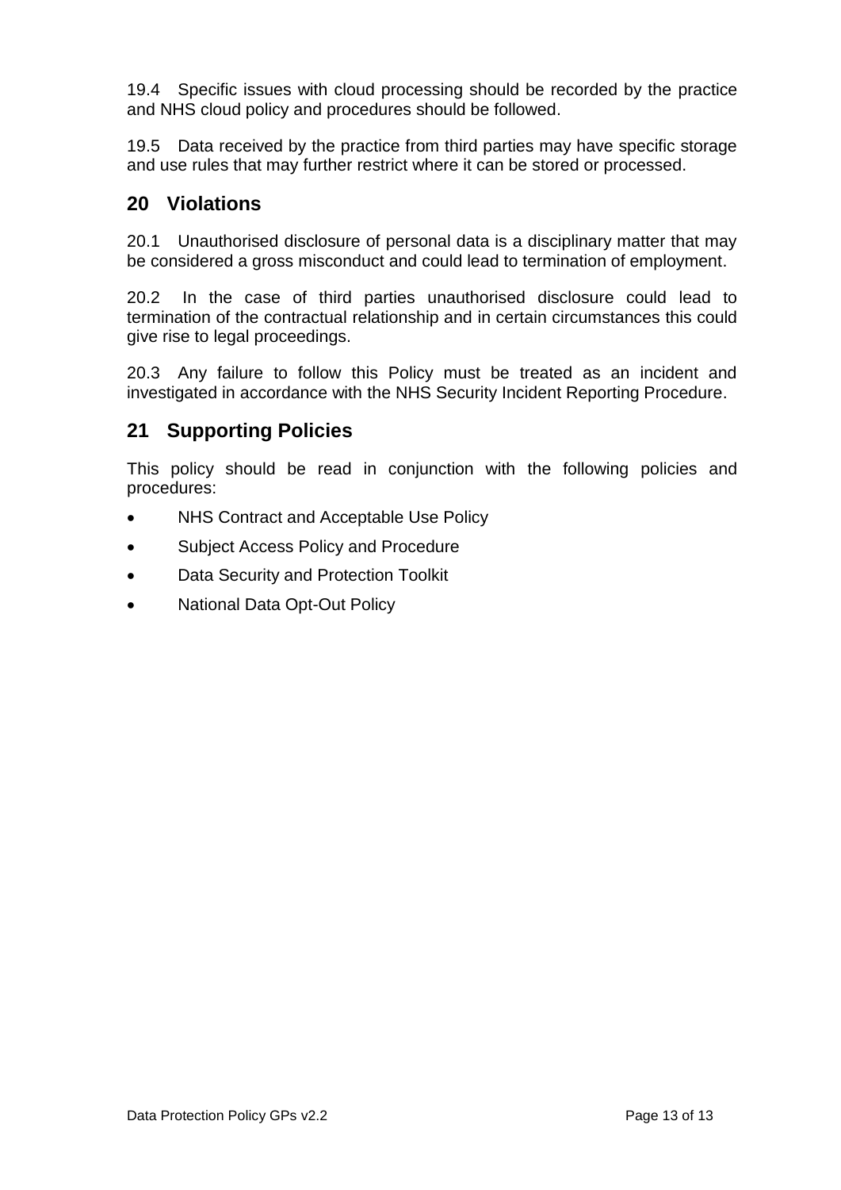19.4 Specific issues with cloud processing should be recorded by the practice and NHS cloud policy and procedures should be followed.

19.5 Data received by the practice from third parties may have specific storage and use rules that may further restrict where it can be stored or processed.

## 20 Violations

20.1 Unauthorised disclosure of personal data is a disciplinary matter that may be considered a gross misconduct and could lead to termination of employment.

20.2 In the case of third parties unauthorised disclosure could lead to termination of the contractual relationship and in certain circumstances this could give rise to legal proceedings.

20.3 Any failure to follow this Policy must be treated as an incident and investigated in accordance with the NHS Security Incident Reporting Procedure.

## 21 Supporting Policies

This policy should be read in conjunction with the following policies and procedures:

- NHS Contract and Acceptable Use Policy
- Subject Access Policy and Procedure
- Data Security and Protection Toolkit
- National Data Opt-Out Policy